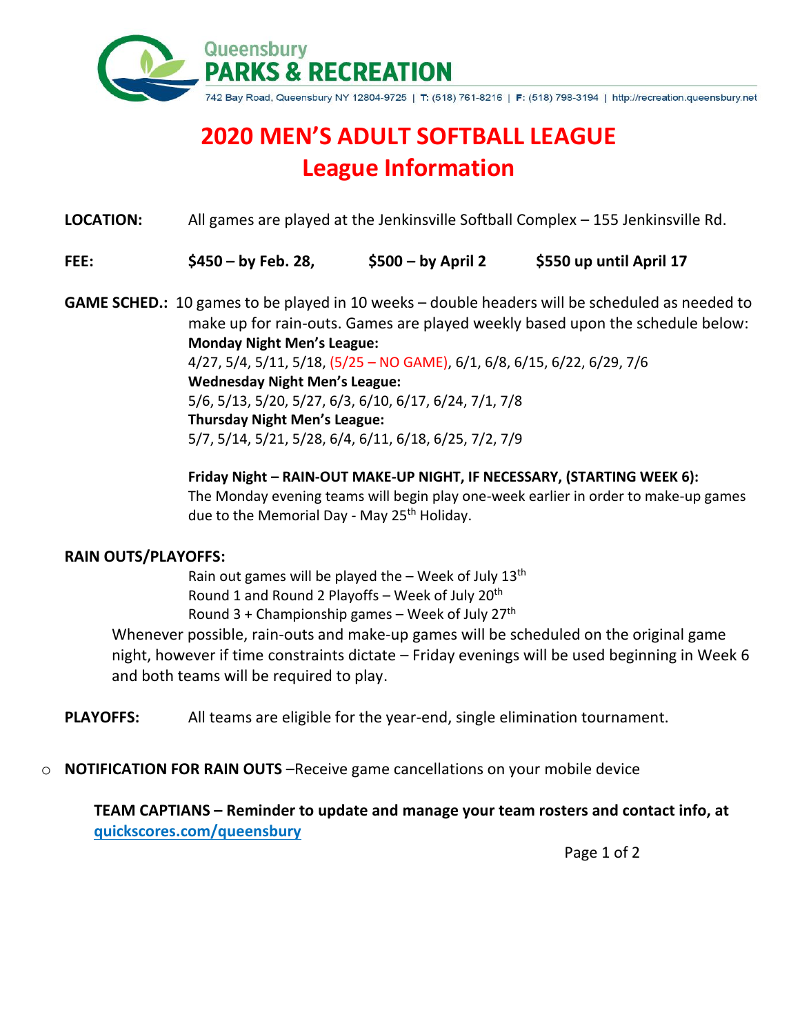Queensbury
**PARKS & RECREATION**

742 Bay Road, Queensbury NY 12804-9725 | T: (518) 761-8216 | F: (518) 798-3194 | http://recreation.queensbury.net

# 2020 MEN'S ADULT SOFTBALL LEAGUE
## League Information

**LOCATION:** All games are played at the Jenkinsville Softball Complex – 155 Jenkinsville Rd.

**FEE:** **$450 – by Feb. 28,** **$500 – by April 2** **$550 up until April 17**

**GAME SCHED.:** 10 games to be played in 10 weeks – double headers will be scheduled as needed to make up for rain-outs. Games are played weekly based upon the schedule below:

**Monday Night Men's League:**
4/27, 5/4, 5/11, 5/18, (5/25 – NO GAME), 6/1, 6/8, 6/15, 6/22, 6/29, 7/6

**Wednesday Night Men's League:**
5/6, 5/13, 5/20, 5/27, 6/3, 6/10, 6/17, 6/24, 7/1, 7/8

**Thursday Night Men's League:**
5/7, 5/14, 5/21, 5/28, 6/4, 6/11, 6/18, 6/25, 7/2, 7/9

**Friday Night – RAIN-OUT MAKE-UP NIGHT, IF NECESSARY, (STARTING WEEK 6):**
The Monday evening teams will begin play one-week earlier in order to make-up games due to the Memorial Day - May 25th Holiday.

**RAIN OUTS/PLAYOFFS:**

Rain out games will be played the – Week of July 13th
Round 1 and Round 2 Playoffs – Week of July 20th
Round 3 + Championship games – Week of July 27th

Whenever possible, rain-outs and make-up games will be scheduled on the original game night, however if time constraints dictate – Friday evenings will be used beginning in Week 6 and both teams will be required to play.

**PLAYOFFS:** All teams are eligible for the year-end, single elimination tournament.

- **NOTIFICATION FOR RAIN OUTS** –Receive game cancellations on your mobile device

**TEAM CAPTIANS – Reminder to update and manage your team rosters and contact info, at [quickscores.com/queensbury](quickscores.com/queensbury)**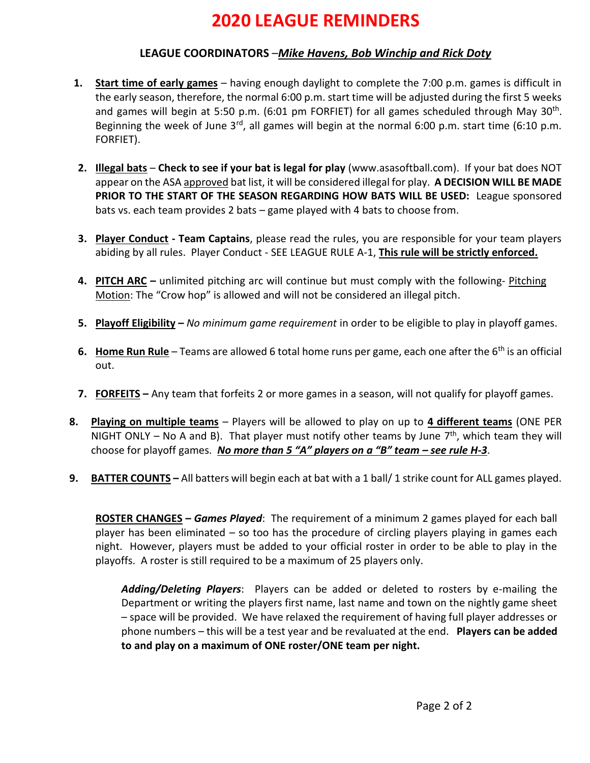# 2020 LEAGUE REMINDERS

**LEAGUE COORDINATORS** –***Mike Havens, Bob Winchip and Rick Doty***

1. **Start time of early games** – having enough daylight to complete the 7:00 p.m. games is difficult in the early season, therefore, the normal 6:00 p.m. start time will be adjusted during the first 5 weeks and games will begin at 5:50 p.m. (6:01 pm FORFIET) for all games scheduled through May 30th. Beginning the week of June 3rd, all games will begin at the normal 6:00 p.m. start time (6:10 p.m. FORFIET).

2. **Illegal bats** – **Check to see if your bat is legal for play** (www.asasoftball.com). If your bat does NOT appear on the ASA approved bat list, it will be considered illegal for play. **A DECISION WILL BE MADE PRIOR TO THE START OF THE SEASON REGARDING HOW BATS WILL BE USED:** League sponsored bats vs. each team provides 2 bats – game played with 4 bats to choose from.

3. **Player Conduct - Team Captains**, please read the rules, you are responsible for your team players abiding by all rules. Player Conduct - SEE LEAGUE RULE A-1, **This rule will be strictly enforced.**

4. **PITCH ARC –** unlimited pitching arc will continue but must comply with the following- Pitching Motion: The "Crow hop" is allowed and will not be considered an illegal pitch.

5. **Playoff Eligibility –** *No minimum game requirement* in order to be eligible to play in playoff games.

6. **Home Run Rule** – Teams are allowed 6 total home runs per game, each one after the 6th is an official out.

7. **FORFEITS –** Any team that forfeits 2 or more games in a season, will not qualify for playoff games.

8. **Playing on multiple teams** – Players will be allowed to play on up to **4 different teams** (ONE PER NIGHT ONLY – No A and B). That player must notify other teams by June 7th, which team they will choose for playoff games. ***No more than 5 "A" players on a "B" team – see rule H-3***.

9. **BATTER COUNTS –** All batters will begin each at bat with a 1 ball/ 1 strike count for ALL games played.

**ROSTER CHANGES –** ***Games Played***: The requirement of a minimum 2 games played for each ball player has been eliminated – so too has the procedure of circling players playing in games each night. However, players must be added to your official roster in order to be able to play in the playoffs. A roster is still required to be a maximum of 25 players only.

***Adding/Deleting Players***: Players can be added or deleted to rosters by e-mailing the Department or writing the players first name, last name and town on the nightly game sheet – space will be provided. We have relaxed the requirement of having full player addresses or phone numbers – this will be a test year and be revaluated at the end. **Players can be added to and play on a maximum of ONE roster/ONE team per night.**